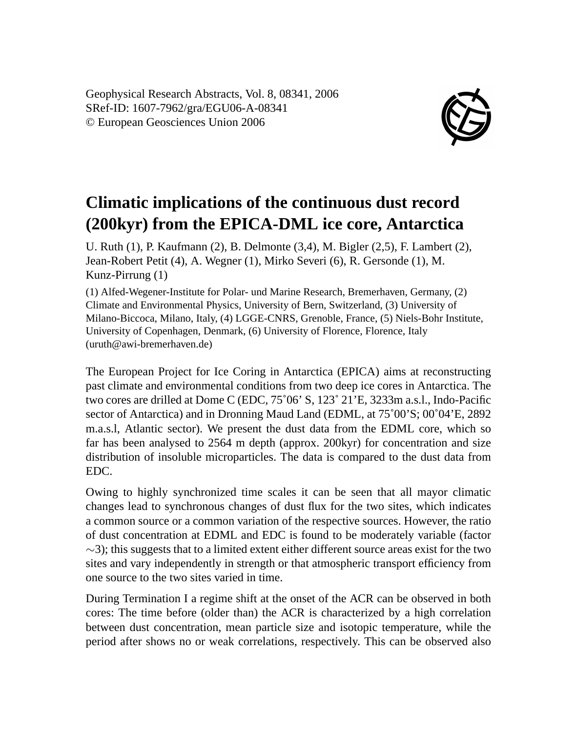Geophysical Research Abstracts, Vol. 8, 08341, 2006
SRef-ID: 1607-7962/gra/EGU06-A-08341
© European Geosciences Union 2006

# Climatic implications of the continuous dust record (200kyr) from the EPICA-DML ice core, Antarctica

U. Ruth (1), P. Kaufmann (2), B. Delmonte (3,4), M. Bigler (2,5), F. Lambert (2), Jean-Robert Petit (4), A. Wegner (1), Mirko Severi (6), R. Gersonde (1), M. Kunz-Pirrung (1)

(1) Alfed-Wegener-Institute for Polar- und Marine Research, Bremerhaven, Germany, (2) Climate and Environmental Physics, University of Bern, Switzerland, (3) University of Milano-Biccoca, Milano, Italy, (4) LGGE-CNRS, Grenoble, France, (5) Niels-Bohr Institute, University of Copenhagen, Denmark, (6) University of Florence, Florence, Italy (uruth@awi-bremerhaven.de)

The European Project for Ice Coring in Antarctica (EPICA) aims at reconstructing past climate and environmental conditions from two deep ice cores in Antarctica. The two cores are drilled at Dome C (EDC, 75˚06' S, 123˚ 21'E, 3233m a.s.l., Indo-Pacific sector of Antarctica) and in Dronning Maud Land (EDML, at 75˚00'S; 00˚04'E, 2892 m.a.s.l, Atlantic sector). We present the dust data from the EDML core, which so far has been analysed to 2564 m depth (approx. 200kyr) for concentration and size distribution of insoluble microparticles. The data is compared to the dust data from EDC.

Owing to highly synchronized time scales it can be seen that all mayor climatic changes lead to synchronous changes of dust flux for the two sites, which indicates a common source or a common variation of the respective sources. However, the ratio of dust concentration at EDML and EDC is found to be moderately variable (factor $\sim$3); this suggests that to a limited extent either different source areas exist for the two sites and vary independently in strength or that atmospheric transport efficiency from one source to the two sites varied in time.

During Termination I a regime shift at the onset of the ACR can be observed in both cores: The time before (older than) the ACR is characterized by a high correlation between dust concentration, mean particle size and isotopic temperature, while the period after shows no or weak correlations, respectively. This can be observed also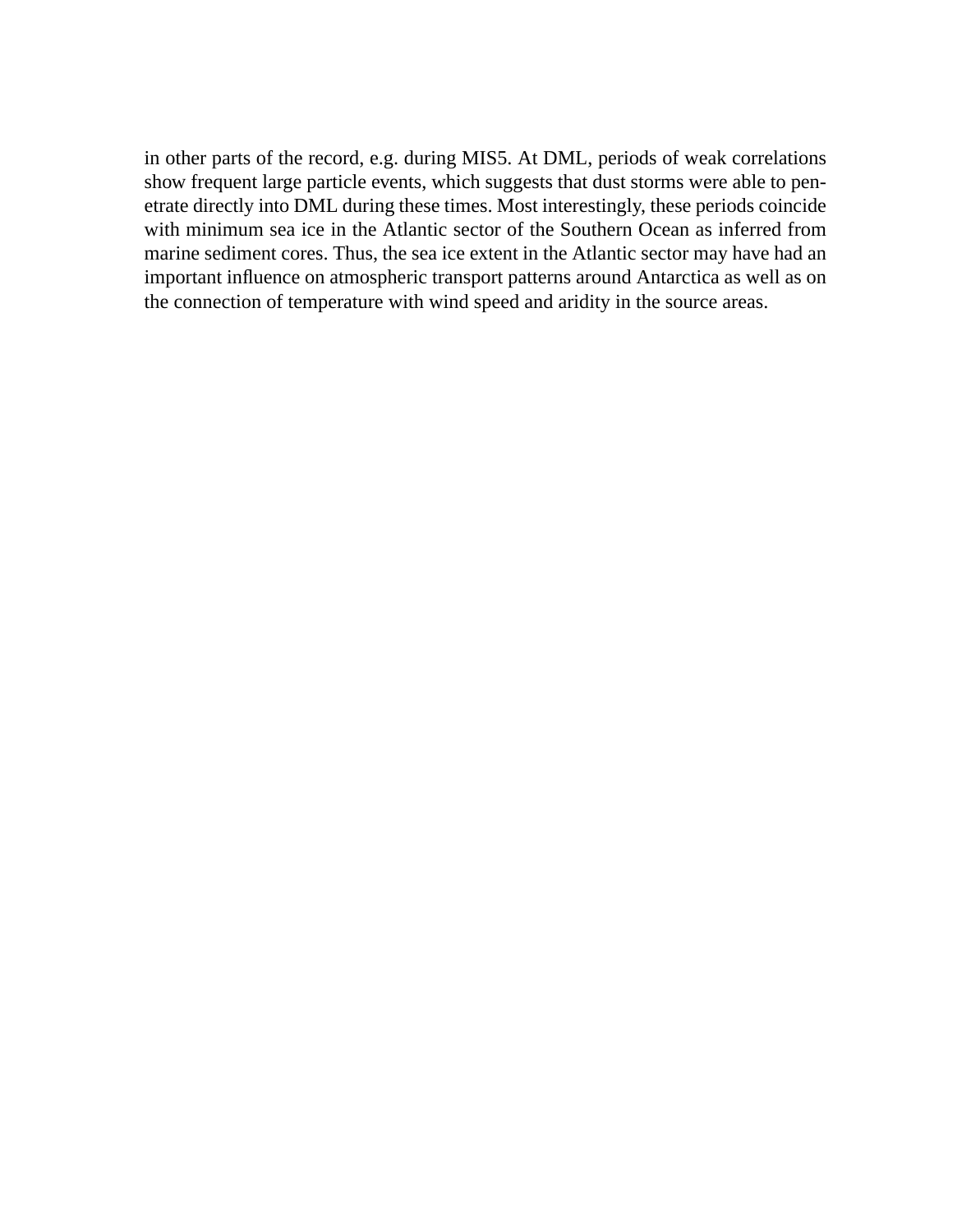in other parts of the record, e.g. during MIS5. At DML, periods of weak correlations show frequent large particle events, which suggests that dust storms were able to penetrate directly into DML during these times. Most interestingly, these periods coincide with minimum sea ice in the Atlantic sector of the Southern Ocean as inferred from marine sediment cores. Thus, the sea ice extent in the Atlantic sector may have had an important influence on atmospheric transport patterns around Antarctica as well as on the connection of temperature with wind speed and aridity in the source areas.